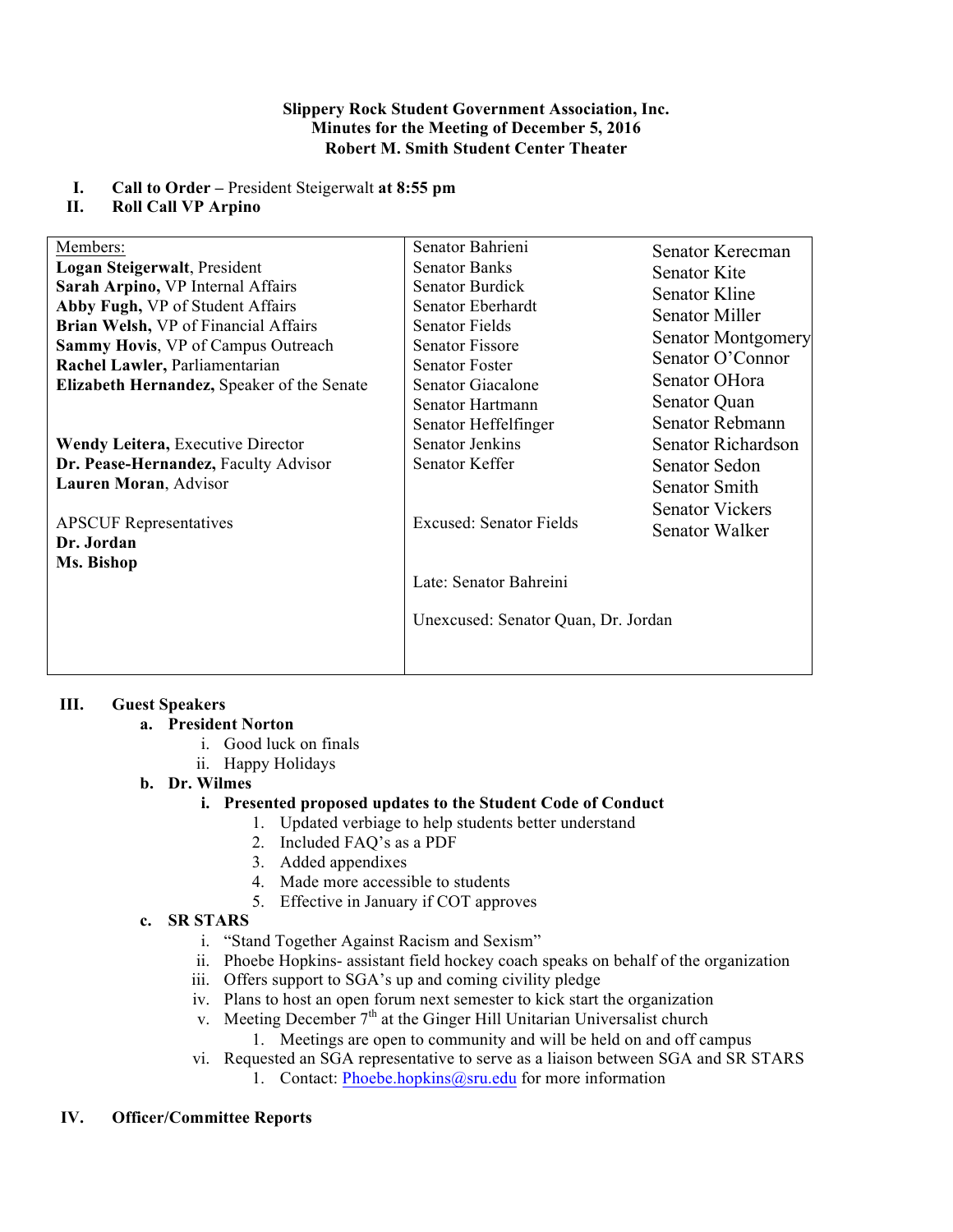**Slippery Rock Student Government Association, Inc.**
**Minutes for the Meeting of December 5, 2016**
**Robert M. Smith Student Center Theater**

I. **Call to Order** – President Steigerwalt **at 8:55 pm**
II. **Roll Call VP Arpino**

| Members: | Senator Bahrieni | Senator Kerecman |
|---|---|---|
| **Logan Steigerwalt**, President | Senator Banks | Senator Kite |
| **Sarah Arpino,** VP Internal Affairs | Senator Burdick | Senator Kline |
| **Abby Fugh,** VP of Student Affairs | Senator Eberhardt | Senator Miller |
| **Brian Welsh,** VP of Financial Affairs | Senator Fields | Senator Montgomery |
| **Sammy Hovis**, VP of Campus Outreach | Senator Fissore | Senator O'Connor |
| **Rachel Lawler,** Parliamentarian | Senator Foster | Senator OHora |
| **Elizabeth Hernandez,** Speaker of the Senate | Senator Giacalone | Senator Quan |
| | Senator Hartmann | Senator Rebmann |
| **Wendy Leitera,** Executive Director | Senator Heffelfinger | Senator Richardson |
| **Dr. Pease-Hernandez,** Faculty Advisor | Senator Jenkins | Senator Sedon |
| **Lauren Moran**, Advisor | Senator Keffer | Senator Smith |
| APSCUF Representatives | Excused: Senator Fields | Senator Vickers |
| **Dr. Jordan** | | Senator Walker |
| **Ms. Bishop** | Late: Senator Bahreini | |
| | Unexcused: Senator Quan, Dr. Jordan | |

III. **Guest Speakers**
   a. **President Norton**
      i. Good luck on finals
      ii. Happy Holidays
   b. **Dr. Wilmes**
      i. **Presented proposed updates to the Student Code of Conduct**
         1. Updated verbiage to help students better understand
         2. Included FAQ's as a PDF
         3. Added appendixes
         4. Made more accessible to students
         5. Effective in January if COT approves
   c. **SR STARS**
      i. "Stand Together Against Racism and Sexism"
      ii. Phoebe Hopkins- assistant field hockey coach speaks on behalf of the organization
      iii. Offers support to SGA's up and coming civility pledge
      iv. Plans to host an open forum next semester to kick start the organization
      v. Meeting December 7th at the Ginger Hill Unitarian Universalist church
         1. Meetings are open to community and will be held on and off campus
      vi. Requested an SGA representative to serve as a liaison between SGA and SR STARS
         1. Contact: Phoebe.hopkins@sru.edu for more information

IV. **Officer/Committee Reports**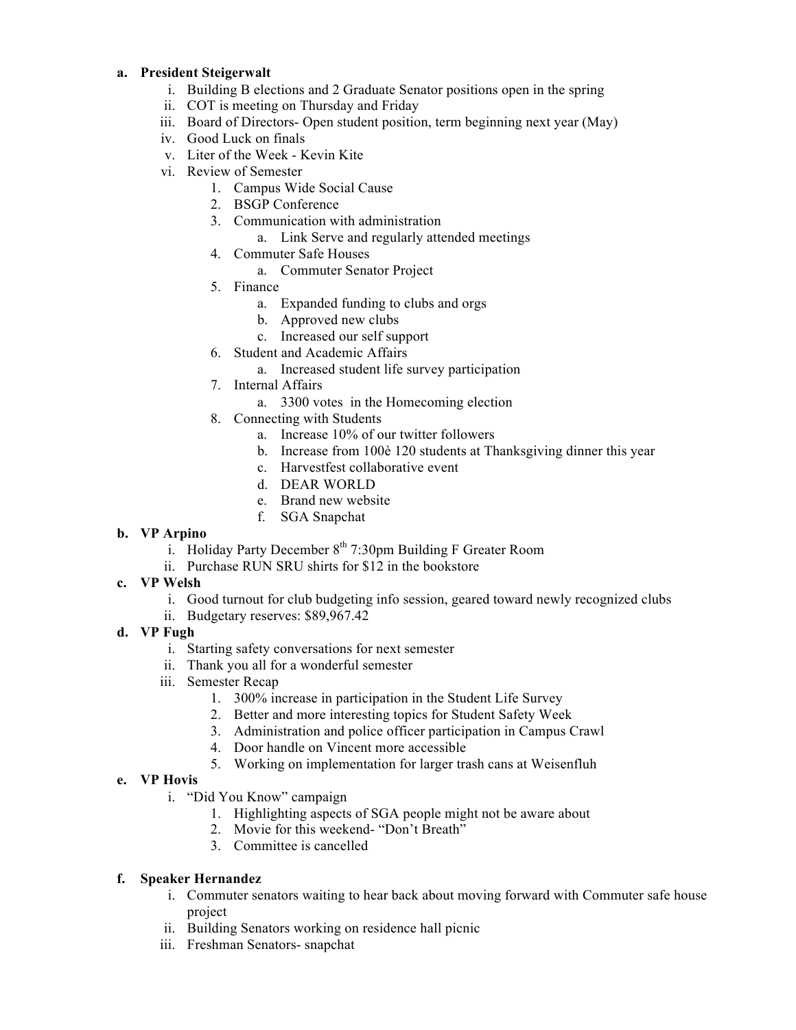**a. President Steigerwalt**

   i. Building B elections and 2 Graduate Senator positions open in the spring
   ii. COT is meeting on Thursday and Friday
   iii. Board of Directors- Open student position, term beginning next year (May)
   iv. Good Luck on finals
   v. Liter of the Week - Kevin Kite
   vi. Review of Semester
      1. Campus Wide Social Cause
      2. BSGP Conference
      3. Communication with administration
         a. Link Serve and regularly attended meetings
      4. Commuter Safe Houses
         a. Commuter Senator Project
      5. Finance
         a. Expanded funding to clubs and orgs
         b. Approved new clubs
         c. Increased our self support
      6. Student and Academic Affairs
         a. Increased student life survey participation
      7. Internal Affairs
         a. 3300 votes in the Homecoming election
      8. Connecting with Students
         a. Increase 10% of our twitter followers
         b. Increase from 100è 120 students at Thanksgiving dinner this year
         c. Harvestfest collaborative event
         d. DEAR WORLD
         e. Brand new website
         f. SGA Snapchat

**b. VP Arpino**

   i. Holiday Party December 8th 7:30pm Building F Greater Room
   ii. Purchase RUN SRU shirts for $12 in the bookstore

**c. VP Welsh**

   i. Good turnout for club budgeting info session, geared toward newly recognized clubs
   ii. Budgetary reserves: $89,967.42

**d. VP Fugh**

   i. Starting safety conversations for next semester
   ii. Thank you all for a wonderful semester
   iii. Semester Recap
      1. 300% increase in participation in the Student Life Survey
      2. Better and more interesting topics for Student Safety Week
      3. Administration and police officer participation in Campus Crawl
      4. Door handle on Vincent more accessible
      5. Working on implementation for larger trash cans at Weisenfluh

**e. VP Hovis**

   i. "Did You Know" campaign
      1. Highlighting aspects of SGA people might not be aware about
      2. Movie for this weekend- "Don't Breath"
      3. Committee is cancelled

**f. Speaker Hernandez**

   i. Commuter senators waiting to hear back about moving forward with Commuter safe house project
   ii. Building Senators working on residence hall picnic
   iii. Freshman Senators- snapchat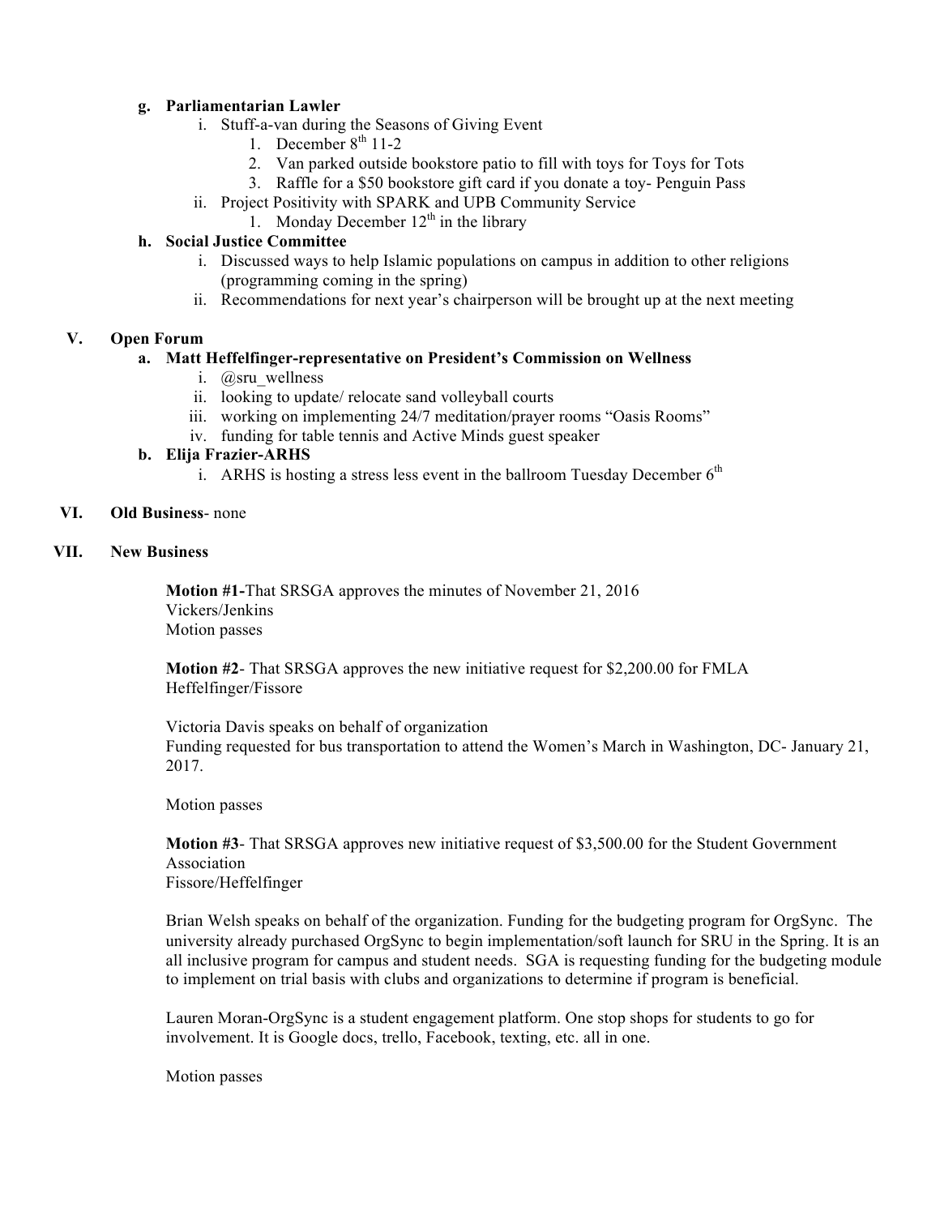- **g. Parliamentarian Lawler**
  - i. Stuff-a-van during the Seasons of Giving Event
    1. December 8th 11-2
    2. Van parked outside bookstore patio to fill with toys for Toys for Tots
    3. Raffle for a $50 bookstore gift card if you donate a toy- Penguin Pass
  - ii. Project Positivity with SPARK and UPB Community Service
    1. Monday December 12th in the library
- **h. Social Justice Committee**
  - i. Discussed ways to help Islamic populations on campus in addition to other religions (programming coming in the spring)
  - ii. Recommendations for next year's chairperson will be brought up at the next meeting

**V. Open Forum**

- **a. Matt Heffelfinger-representative on President's Commission on Wellness**
  - i. @sru_wellness
  - ii. looking to update/ relocate sand volleyball courts
  - iii. working on implementing 24/7 meditation/prayer rooms "Oasis Rooms"
  - iv. funding for table tennis and Active Minds guest speaker
- **b. Elija Frazier-ARHS**
  - i. ARHS is hosting a stress less event in the ballroom Tuesday December 6th

**VI. Old Business**- none

**VII. New Business**

**Motion #1-**That SRSGA approves the minutes of November 21, 2016
Vickers/Jenkins
Motion passes

**Motion #2**- That SRSGA approves the new initiative request for $2,200.00 for FMLA
Heffelfinger/Fissore

Victoria Davis speaks on behalf of organization
Funding requested for bus transportation to attend the Women's March in Washington, DC- January 21, 2017.

Motion passes

**Motion #3**- That SRSGA approves new initiative request of $3,500.00 for the Student Government Association
Fissore/Heffelfinger

Brian Welsh speaks on behalf of the organization. Funding for the budgeting program for OrgSync. The university already purchased OrgSync to begin implementation/soft launch for SRU in the Spring. It is an all inclusive program for campus and student needs. SGA is requesting funding for the budgeting module to implement on trial basis with clubs and organizations to determine if program is beneficial.

Lauren Moran-OrgSync is a student engagement platform. One stop shops for students to go for involvement. It is Google docs, trello, Facebook, texting, etc. all in one.

Motion passes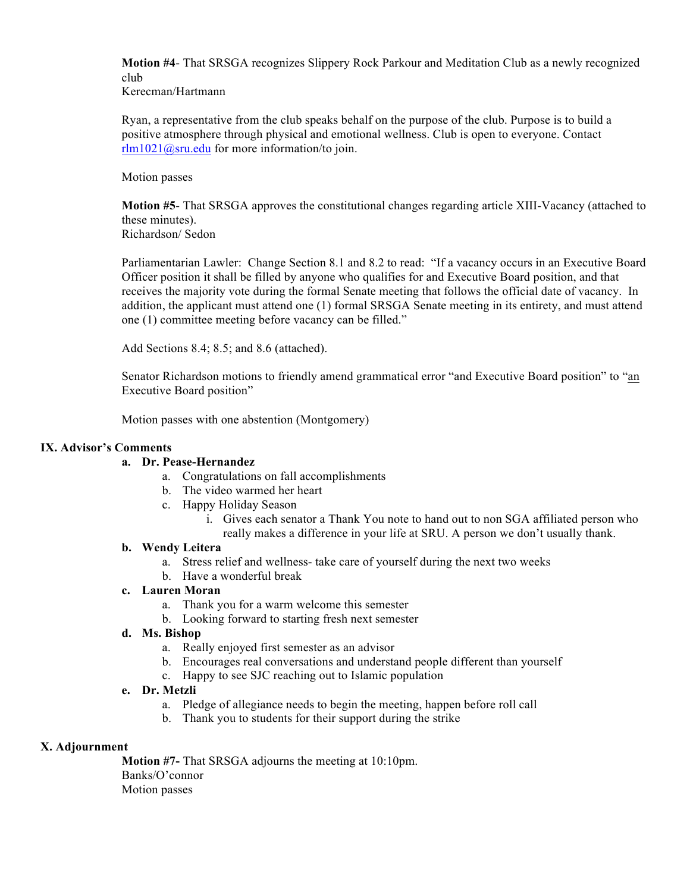**Motion #4**- That SRSGA recognizes Slippery Rock Parkour and Meditation Club as a newly recognized club
Kerecman/Hartmann

Ryan, a representative from the club speaks behalf on the purpose of the club. Purpose is to build a positive atmosphere through physical and emotional wellness. Club is open to everyone. Contact rlm1021@sru.edu for more information/to join.

Motion passes

**Motion #5**- That SRSGA approves the constitutional changes regarding article XIII-Vacancy (attached to these minutes).
Richardson/ Sedon

Parliamentarian Lawler: Change Section 8.1 and 8.2 to read: "If a vacancy occurs in an Executive Board Officer position it shall be filled by anyone who qualifies for and Executive Board position, and that receives the majority vote during the formal Senate meeting that follows the official date of vacancy. In addition, the applicant must attend one (1) formal SRSGA Senate meeting in its entirety, and must attend one (1) committee meeting before vacancy can be filled."

Add Sections 8.4; 8.5; and 8.6 (attached).

Senator Richardson motions to friendly amend grammatical error "and Executive Board position" to "an Executive Board position"

Motion passes with one abstention (Montgomery)

## IX. Advisor's Comments

- **a. Dr. Pease-Hernandez**
  - a. Congratulations on fall accomplishments
  - b. The video warmed her heart
  - c. Happy Holiday Season
    - i. Gives each senator a Thank You note to hand out to non SGA affiliated person who really makes a difference in your life at SRU. A person we don't usually thank.
- **b. Wendy Leitera**
  - a. Stress relief and wellness- take care of yourself during the next two weeks
  - b. Have a wonderful break
- **c. Lauren Moran**
  - a. Thank you for a warm welcome this semester
  - b. Looking forward to starting fresh next semester
- **d. Ms. Bishop**
  - a. Really enjoyed first semester as an advisor
  - b. Encourages real conversations and understand people different than yourself
  - c. Happy to see SJC reaching out to Islamic population
- **e. Dr. Metzli**
  - a. Pledge of allegiance needs to begin the meeting, happen before roll call
  - b. Thank you to students for their support during the strike

## X. Adjournment

**Motion #7-** That SRSGA adjourns the meeting at 10:10pm.
Banks/O'connor
Motion passes